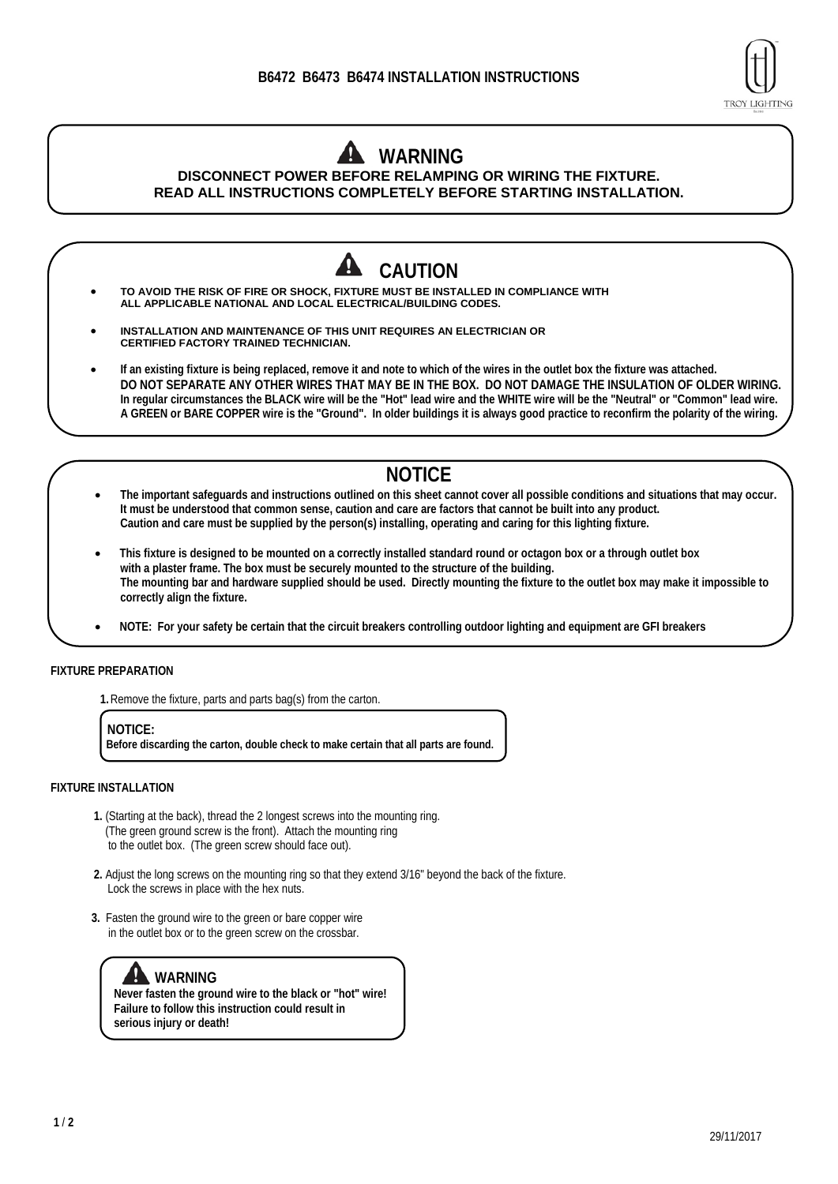# B6472 B6473 B6474 INSTALLATION INSTRUCTIONS

TROY LIGHTING

## WARNING

**DISCONNECT POWER BEFORE RELAMPING OR WIRING THE FIXTURE.**
**READ ALL INSTRUCTIONS COMPLETELY BEFORE STARTING INSTALLATION.**

## CAUTION

- **TO AVOID THE RISK OF FIRE OR SHOCK, FIXTURE MUST BE INSTALLED IN COMPLIANCE WITH ALL APPLICABLE NATIONAL AND LOCAL ELECTRICAL/BUILDING CODES.**
- **INSTALLATION AND MAINTENANCE OF THIS UNIT REQUIRES AN ELECTRICIAN OR CERTIFIED FACTORY TRAINED TECHNICIAN.**
- **If an existing fixture is being replaced, remove it and note to which of the wires in the outlet box the fixture was attached. DO NOT SEPARATE ANY OTHER WIRES THAT MAY BE IN THE BOX. DO NOT DAMAGE THE INSULATION OF OLDER WIRING. In regular circumstances the BLACK wire will be the "Hot" lead wire and the WHITE wire will be the "Neutral" or "Common" lead wire. A GREEN or BARE COPPER wire is the "Ground". In older buildings it is always good practice to reconfirm the polarity of the wiring.**

## NOTICE

- **The important safeguards and instructions outlined on this sheet cannot cover all possible conditions and situations that may occur. It must be understood that common sense, caution and care are factors that cannot be built into any product. Caution and care must be supplied by the person(s) installing, operating and caring for this lighting fixture.**
- **This fixture is designed to be mounted on a correctly installed standard round or octagon box or a through outlet box with a plaster frame. The box must be securely mounted to the structure of the building. The mounting bar and hardware supplied should be used. Directly mounting the fixture to the outlet box may make it impossible to correctly align the fixture.**
- **NOTE: For your safety be certain that the circuit breakers controlling outdoor lighting and equipment are GFI breakers**

### FIXTURE PREPARATION

**1.** Remove the fixture, parts and parts bag(s) from the carton.

> **NOTICE:**
> **Before discarding the carton, double check to make certain that all parts are found.**

### FIXTURE INSTALLATION

**1.** (Starting at the back), thread the 2 longest screws into the mounting ring. (The green ground screw is the front). Attach the mounting ring to the outlet box. (The green screw should face out).

**2.** Adjust the long screws on the mounting ring so that they extend 3/16" beyond the back of the fixture. Lock the screws in place with the hex nuts.

**3.** Fasten the ground wire to the green or bare copper wire in the outlet box or to the green screw on the crossbar.

> **WARNING**
> **Never fasten the ground wire to the black or "hot" wire! Failure to follow this instruction could result in serious injury or death!**

29/11/2017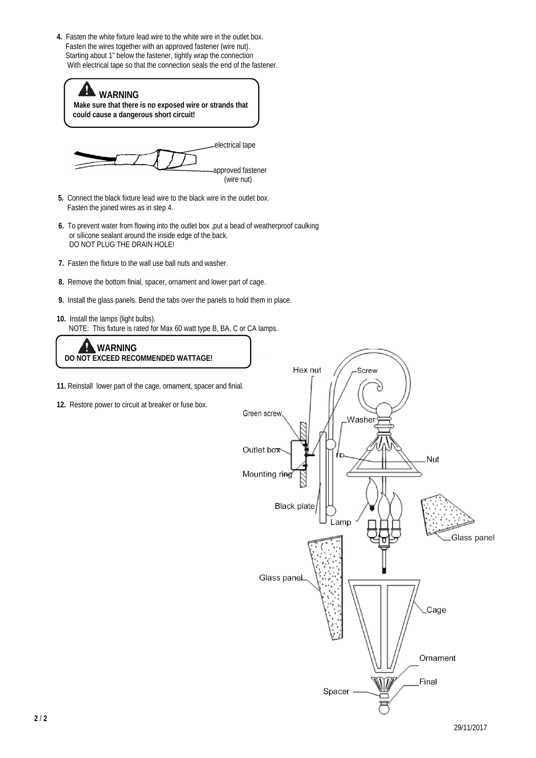4. Fasten the white fixture lead wire to the white wire in the outlet box. Fasten the wires together with an approved fastener (wire nut). Starting about 1" below the fastener, tightly wrap the connection With electrical tape so that the connection seals the end of the fastener.

**WARNING**

**Make sure that there is no exposed wire or strands that could cause a dangerous short circuit!**

electrical tape

approved fastener (wire nut)

5. Connect the black fixture lead wire to the black wire in the outlet box. Fasten the joined wires as in step 4.

6. To prevent water from flowing into the outlet box ,put a bead of weatherproof caulking or silicone sealant around the inside edge of the back. DO NOT PLUG THE DRAIN HOLE!

7. Fasten the fixture to the wall use ball nuts and washer.

8. Remove the bottom finial, spacer, ornament and lower part of cage.

9. Install the glass panels. Bend the tabs over the panels to hold them in place.

10. Install the lamps (light bulbs).
NOTE: This fixture is rated for Max 60 watt type B, BA, C or CA lamps.

**WARNING**

**DO NOT EXCEED RECOMMENDED WATTAGE!**

11. Reinstall lower part of the cage, ornament, spacer and finial.

12. Restore power to circuit at breaker or fuse box.

Hex nut
Screw
Green screw
Washer
Outlet box
Nut
Mounting ring
Black plate
Lamp
Glass panel
Glass panel
Cage
Ornament
Final
Spacer

29/11/2017